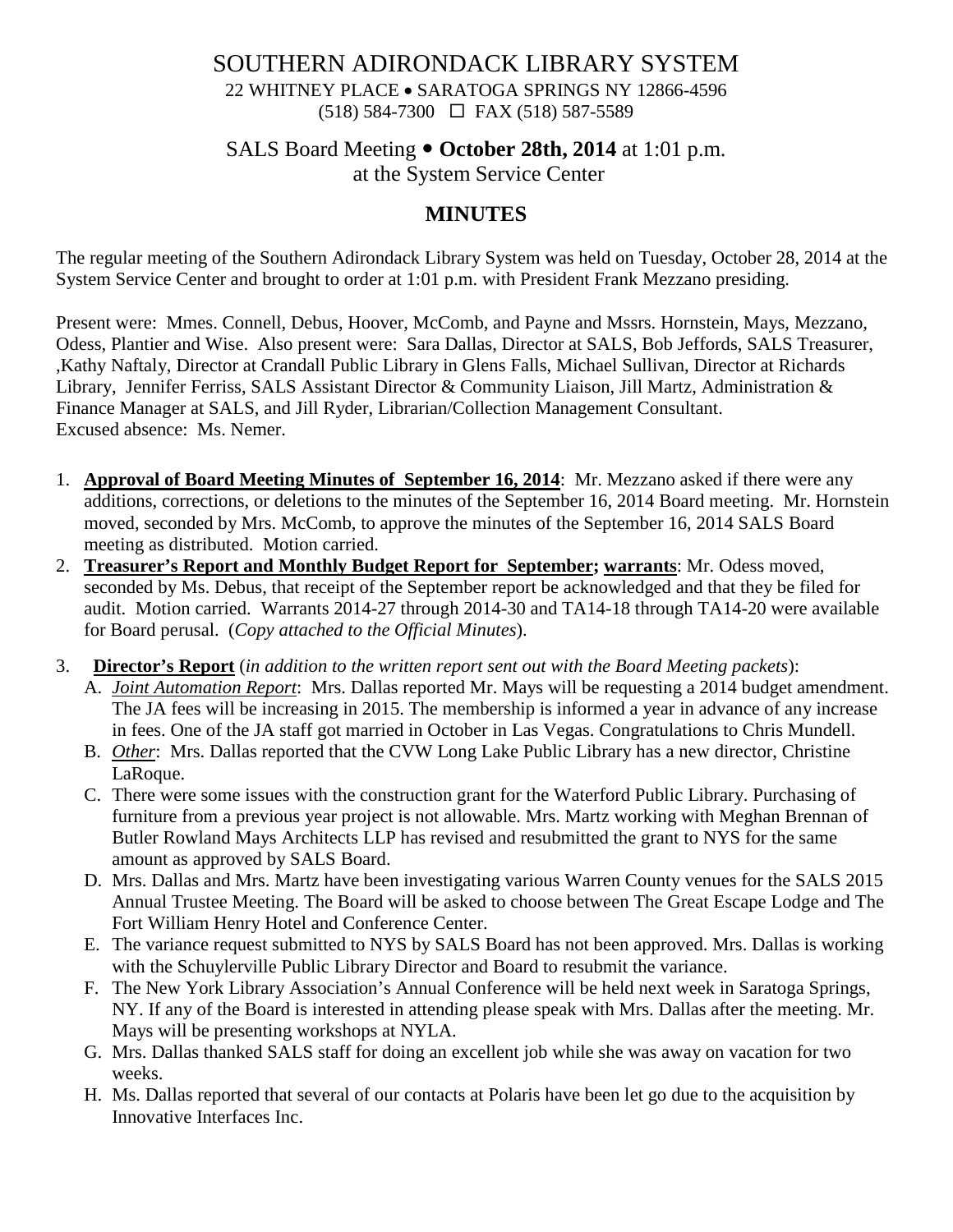# SOUTHERN ADIRONDACK LIBRARY SYSTEM

22 WHITNEY PLACE • SARATOGA SPRINGS NY 12866-4596
(518) 584-7300 ☐ FAX (518) 587-5589

## SALS Board Meeting • **October 28th, 2014** at 1:01 p.m.
## at the System Service Center

## MINUTES

The regular meeting of the Southern Adirondack Library System was held on Tuesday, October 28, 2014 at the System Service Center and brought to order at 1:01 p.m. with President Frank Mezzano presiding.

Present were: Mmes. Connell, Debus, Hoover, McComb, and Payne and Mssrs. Hornstein, Mays, Mezzano, Odess, Plantier and Wise. Also present were: Sara Dallas, Director at SALS, Bob Jeffords, SALS Treasurer, ,Kathy Naftaly, Director at Crandall Public Library in Glens Falls, Michael Sullivan, Director at Richards Library, Jennifer Ferriss, SALS Assistant Director & Community Liaison, Jill Martz, Administration & Finance Manager at SALS, and Jill Ryder, Librarian/Collection Management Consultant.
Excused absence: Ms. Nemer.

1. **Approval of Board Meeting Minutes of September 16, 2014**: Mr. Mezzano asked if there were any additions, corrections, or deletions to the minutes of the September 16, 2014 Board meeting. Mr. Hornstein moved, seconded by Mrs. McComb, to approve the minutes of the September 16, 2014 SALS Board meeting as distributed. Motion carried.
2. **Treasurer's Report and Monthly Budget Report for September; warrants**: Mr. Odess moved, seconded by Ms. Debus, that receipt of the September report be acknowledged and that they be filed for audit. Motion carried. Warrants 2014-27 through 2014-30 and TA14-18 through TA14-20 were available for Board perusal. (*Copy attached to the Official Minutes*).
3. **Director's Report** (*in addition to the written report sent out with the Board Meeting packets*):
   - A. ***Joint Automation Report***: Mrs. Dallas reported Mr. Mays will be requesting a 2014 budget amendment. The JA fees will be increasing in 2015. The membership is informed a year in advance of any increase in fees. One of the JA staff got married in October in Las Vegas. Congratulations to Chris Mundell.
   - B. ***Other***: Mrs. Dallas reported that the CVW Long Lake Public Library has a new director, Christine LaRoque.
   - C. There were some issues with the construction grant for the Waterford Public Library. Purchasing of furniture from a previous year project is not allowable. Mrs. Martz working with Meghan Brennan of Butler Rowland Mays Architects LLP has revised and resubmitted the grant to NYS for the same amount as approved by SALS Board.
   - D. Mrs. Dallas and Mrs. Martz have been investigating various Warren County venues for the SALS 2015 Annual Trustee Meeting. The Board will be asked to choose between The Great Escape Lodge and The Fort William Henry Hotel and Conference Center.
   - E. The variance request submitted to NYS by SALS Board has not been approved. Mrs. Dallas is working with the Schuylerville Public Library Director and Board to resubmit the variance.
   - F. The New York Library Association's Annual Conference will be held next week in Saratoga Springs, NY. If any of the Board is interested in attending please speak with Mrs. Dallas after the meeting. Mr. Mays will be presenting workshops at NYLA.
   - G. Mrs. Dallas thanked SALS staff for doing an excellent job while she was away on vacation for two weeks.
   - H. Ms. Dallas reported that several of our contacts at Polaris have been let go due to the acquisition by Innovative Interfaces Inc.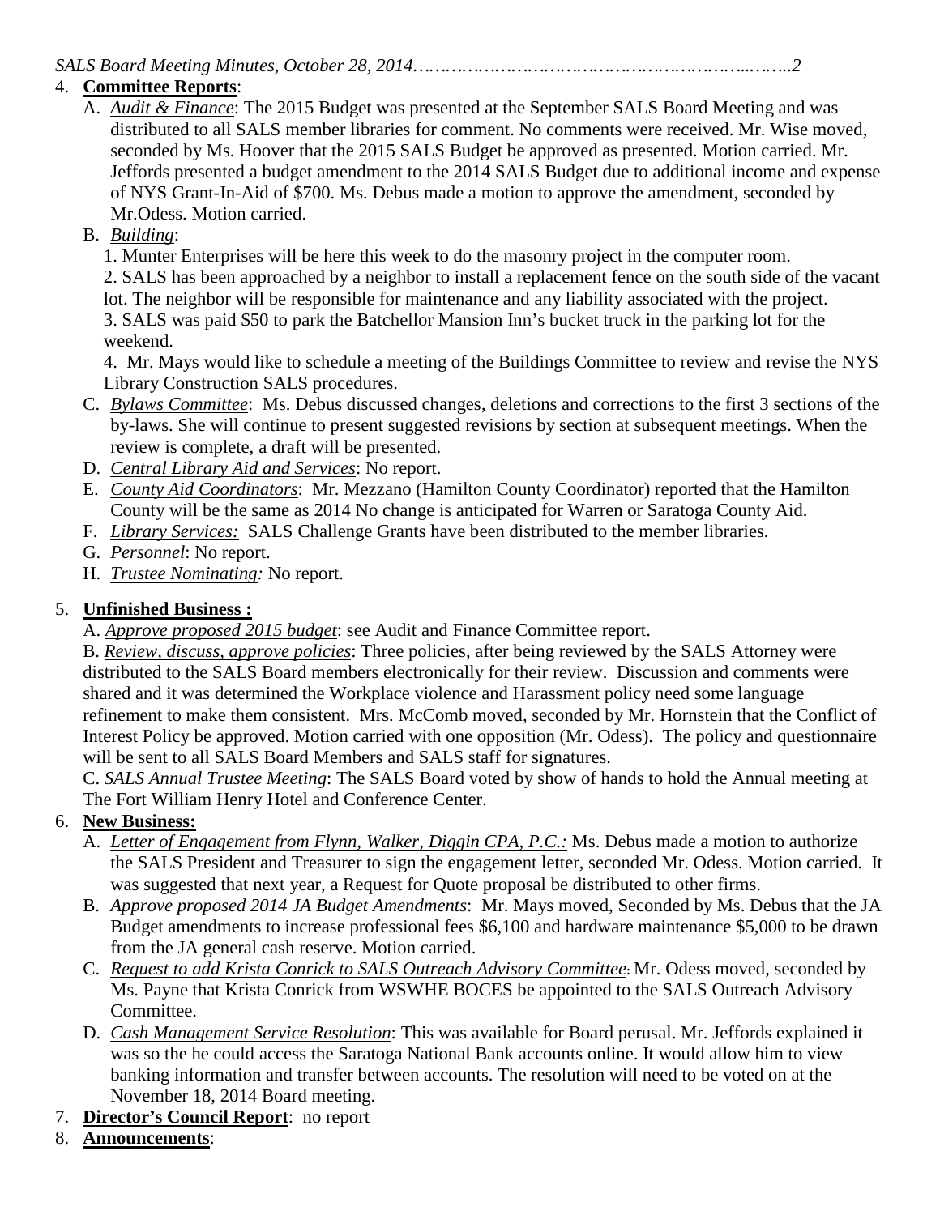4. **Committee Reports**:
   A. *Audit & Finance*: The 2015 Budget was presented at the September SALS Board Meeting and was distributed to all SALS member libraries for comment. No comments were received. Mr. Wise moved, seconded by Ms. Hoover that the 2015 SALS Budget be approved as presented. Motion carried. Mr. Jeffords presented a budget amendment to the 2014 SALS Budget due to additional income and expense of NYS Grant-In-Aid of $700. Ms. Debus made a motion to approve the amendment, seconded by Mr.Odess. Motion carried.
   B. *Building*:
      1. Munter Enterprises will be here this week to do the masonry project in the computer room.
      2. SALS has been approached by a neighbor to install a replacement fence on the south side of the vacant lot. The neighbor will be responsible for maintenance and any liability associated with the project.
      3. SALS was paid $50 to park the Batchellor Mansion Inn's bucket truck in the parking lot for the weekend.
      4. Mr. Mays would like to schedule a meeting of the Buildings Committee to review and revise the NYS Library Construction SALS procedures.
   C. *Bylaws Committee*: Ms. Debus discussed changes, deletions and corrections to the first 3 sections of the by-laws. She will continue to present suggested revisions by section at subsequent meetings. When the review is complete, a draft will be presented.
   D. *Central Library Aid and Services*: No report.
   E. *County Aid Coordinators*: Mr. Mezzano (Hamilton County Coordinator) reported that the Hamilton County will be the same as 2014 No change is anticipated for Warren or Saratoga County Aid.
   F. *Library Services:* SALS Challenge Grants have been distributed to the member libraries.
   G. *Personnel*: No report.
   H. *Trustee Nominating:* No report.

5. **Unfinished Business :**
   A. *Approve proposed 2015 budget*: see Audit and Finance Committee report.
   B. *Review, discuss, approve policies*: Three policies, after being reviewed by the SALS Attorney were distributed to the SALS Board members electronically for their review. Discussion and comments were shared and it was determined the Workplace violence and Harassment policy need some language refinement to make them consistent. Mrs. McComb moved, seconded by Mr. Hornstein that the Conflict of Interest Policy be approved. Motion carried with one opposition (Mr. Odess). The policy and questionnaire will be sent to all SALS Board Members and SALS staff for signatures.
   C. *SALS Annual Trustee Meeting*: The SALS Board voted by show of hands to hold the Annual meeting at The Fort William Henry Hotel and Conference Center.

6. **New Business:**
   A. *Letter of Engagement from Flynn, Walker, Diggin CPA, P.C.:* Ms. Debus made a motion to authorize the SALS President and Treasurer to sign the engagement letter, seconded Mr. Odess. Motion carried. It was suggested that next year, a Request for Quote proposal be distributed to other firms.
   B. *Approve proposed 2014 JA Budget Amendments*: Mr. Mays moved, Seconded by Ms. Debus that the JA Budget amendments to increase professional fees $6,100 and hardware maintenance $5,000 to be drawn from the JA general cash reserve. Motion carried.
   C. *Request to add Krista Conrick to SALS Outreach Advisory Committee*: Mr. Odess moved, seconded by Ms. Payne that Krista Conrick from WSWHE BOCES be appointed to the SALS Outreach Advisory Committee.
   D. *Cash Management Service Resolution*: This was available for Board perusal. Mr. Jeffords explained it was so the he could access the Saratoga National Bank accounts online. It would allow him to view banking information and transfer between accounts. The resolution will need to be voted on at the November 18, 2014 Board meeting.

7. **Director's Council Report**: no report

8. **Announcements**: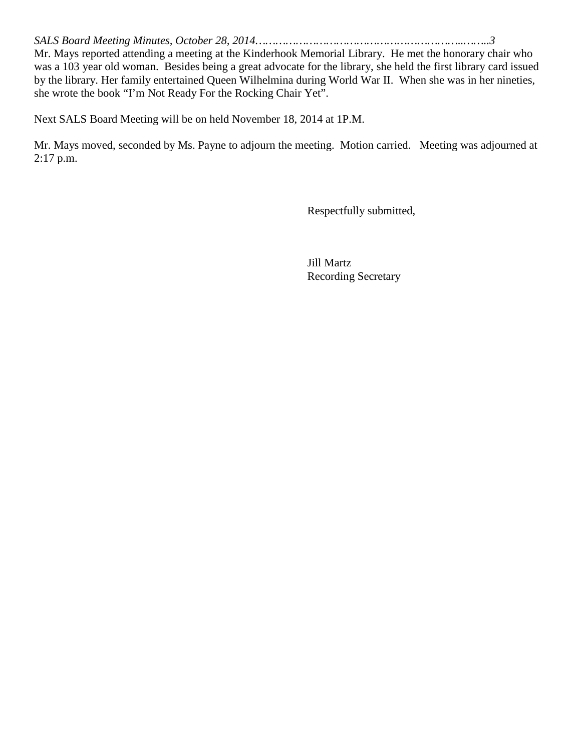Mr. Mays reported attending a meeting at the Kinderhook Memorial Library. He met the honorary chair who was a 103 year old woman. Besides being a great advocate for the library, she held the first library card issued by the library. Her family entertained Queen Wilhelmina during World War II. When she was in her nineties, she wrote the book "I'm Not Ready For the Rocking Chair Yet".

Next SALS Board Meeting will be on held November 18, 2014 at 1P.M.

Mr. Mays moved, seconded by Ms. Payne to adjourn the meeting. Motion carried. Meeting was adjourned at 2:17 p.m.

Respectfully submitted,

Jill Martz
Recording Secretary